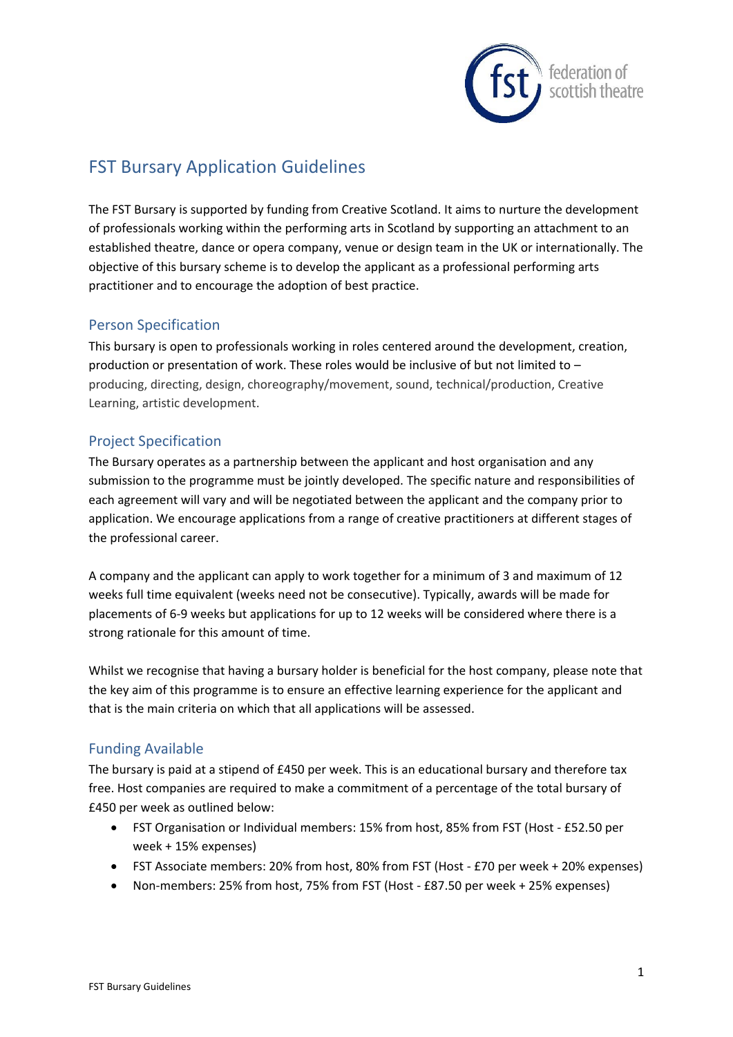# FST Bursary Application Guidelines

The FST Bursary is supported by funding from Creative Scotland. It aims to nurture the development of professionals working within the performing arts in Scotland by supporting an attachment to an established theatre, dance or opera company, venue or design team in the UK or internationally. The objective of this bursary scheme is to develop the applicant as a professional performing arts practitioner and to encourage the adoption of best practice.

## Person Specification

This bursary is open to professionals working in roles centered around the development, creation, production or presentation of work. These roles would be inclusive of but not limited to – producing, directing, design, choreography/movement, sound, technical/production, Creative Learning, artistic development.

## Project Specification

The Bursary operates as a partnership between the applicant and host organisation and any submission to the programme must be jointly developed. The specific nature and responsibilities of each agreement will vary and will be negotiated between the applicant and the company prior to application. We encourage applications from a range of creative practitioners at different stages of the professional career.

A company and the applicant can apply to work together for a minimum of 3 and maximum of 12 weeks full time equivalent (weeks need not be consecutive). Typically, awards will be made for placements of 6-9 weeks but applications for up to 12 weeks will be considered where there is a strong rationale for this amount of time.

Whilst we recognise that having a bursary holder is beneficial for the host company, please note that the key aim of this programme is to ensure an effective learning experience for the applicant and that is the main criteria on which that all applications will be assessed.

## Funding Available

The bursary is paid at a stipend of £450 per week. This is an educational bursary and therefore tax free. Host companies are required to make a commitment of a percentage of the total bursary of £450 per week as outlined below:

- FST Organisation or Individual members: 15% from host, 85% from FST (Host - £52.50 per week + 15% expenses)
- FST Associate members: 20% from host, 80% from FST (Host - £70 per week + 20% expenses)
- Non-members: 25% from host, 75% from FST (Host - £87.50 per week + 25% expenses)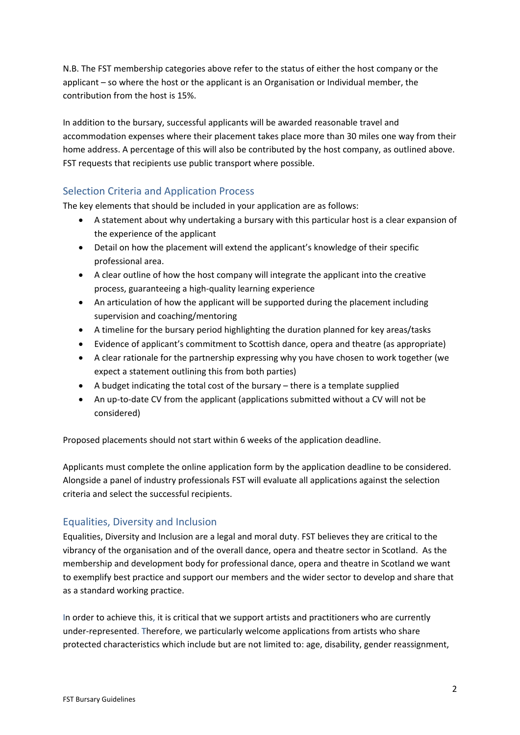N.B. The FST membership categories above refer to the status of either the host company or the applicant – so where the host or the applicant is an Organisation or Individual member, the contribution from the host is 15%.

In addition to the bursary, successful applicants will be awarded reasonable travel and accommodation expenses where their placement takes place more than 30 miles one way from their home address. A percentage of this will also be contributed by the host company, as outlined above. FST requests that recipients use public transport where possible.

## Selection Criteria and Application Process

The key elements that should be included in your application are as follows:

- A statement about why undertaking a bursary with this particular host is a clear expansion of the experience of the applicant
- Detail on how the placement will extend the applicant's knowledge of their specific professional area.
- A clear outline of how the host company will integrate the applicant into the creative process, guaranteeing a high-quality learning experience
- An articulation of how the applicant will be supported during the placement including supervision and coaching/mentoring
- A timeline for the bursary period highlighting the duration planned for key areas/tasks
- Evidence of applicant's commitment to Scottish dance, opera and theatre (as appropriate)
- A clear rationale for the partnership expressing why you have chosen to work together (we expect a statement outlining this from both parties)
- A budget indicating the total cost of the bursary – there is a template supplied
- An up-to-date CV from the applicant (applications submitted without a CV will not be considered)

Proposed placements should not start within 6 weeks of the application deadline.

Applicants must complete the online application form by the application deadline to be considered. Alongside a panel of industry professionals FST will evaluate all applications against the selection criteria and select the successful recipients.

## Equalities, Diversity and Inclusion

Equalities, Diversity and Inclusion are a legal and moral duty. FST believes they are critical to the vibrancy of the organisation and of the overall dance, opera and theatre sector in Scotland. As the membership and development body for professional dance, opera and theatre in Scotland we want to exemplify best practice and support our members and the wider sector to develop and share that as a standard working practice.

In order to achieve this, it is critical that we support artists and practitioners who are currently under-represented. Therefore, we particularly welcome applications from artists who share protected characteristics which include but are not limited to: age, disability, gender reassignment,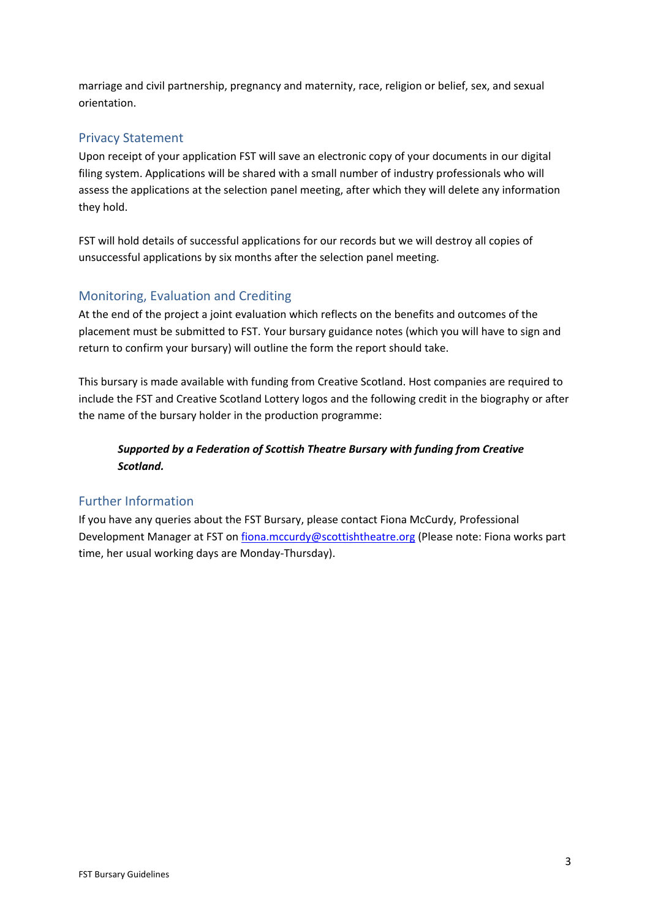marriage and civil partnership, pregnancy and maternity, race, religion or belief, sex, and sexual orientation.

## Privacy Statement

Upon receipt of your application FST will save an electronic copy of your documents in our digital filing system. Applications will be shared with a small number of industry professionals who will assess the applications at the selection panel meeting, after which they will delete any information they hold.

FST will hold details of successful applications for our records but we will destroy all copies of unsuccessful applications by six months after the selection panel meeting.

## Monitoring, Evaluation and Crediting

At the end of the project a joint evaluation which reflects on the benefits and outcomes of the placement must be submitted to FST. Your bursary guidance notes (which you will have to sign and return to confirm your bursary) will outline the form the report should take.

This bursary is made available with funding from Creative Scotland. Host companies are required to include the FST and Creative Scotland Lottery logos and the following credit in the biography or after the name of the bursary holder in the production programme:

> ***Supported by a Federation of Scottish Theatre Bursary with funding from Creative Scotland.***

## Further Information

If you have any queries about the FST Bursary, please contact Fiona McCurdy, Professional Development Manager at FST on fiona.mccurdy@scottishtheatre.org (Please note: Fiona works part time, her usual working days are Monday-Thursday).